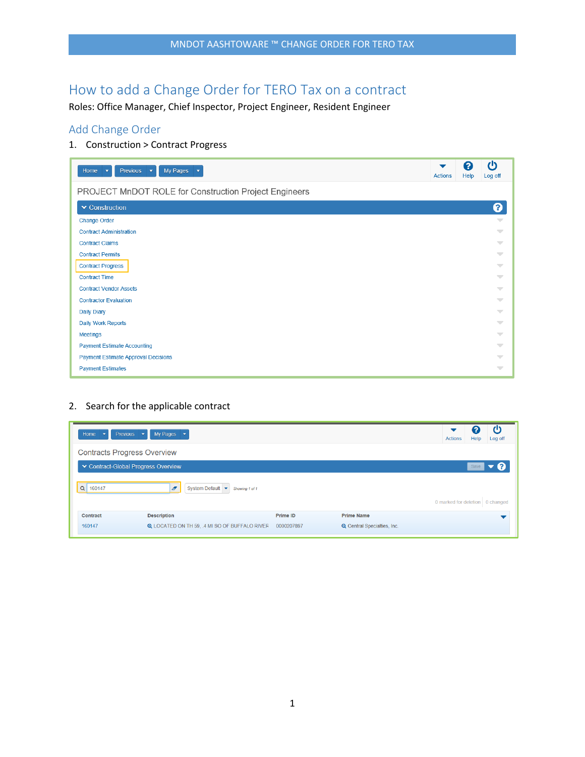# How to add a Change Order for TERO Tax on a contract

Roles: Office Manager, Chief Inspector, Project Engineer, Resident Engineer

## Add Change Order

1. Construction > Contract Progress

2. Search for the applicable contract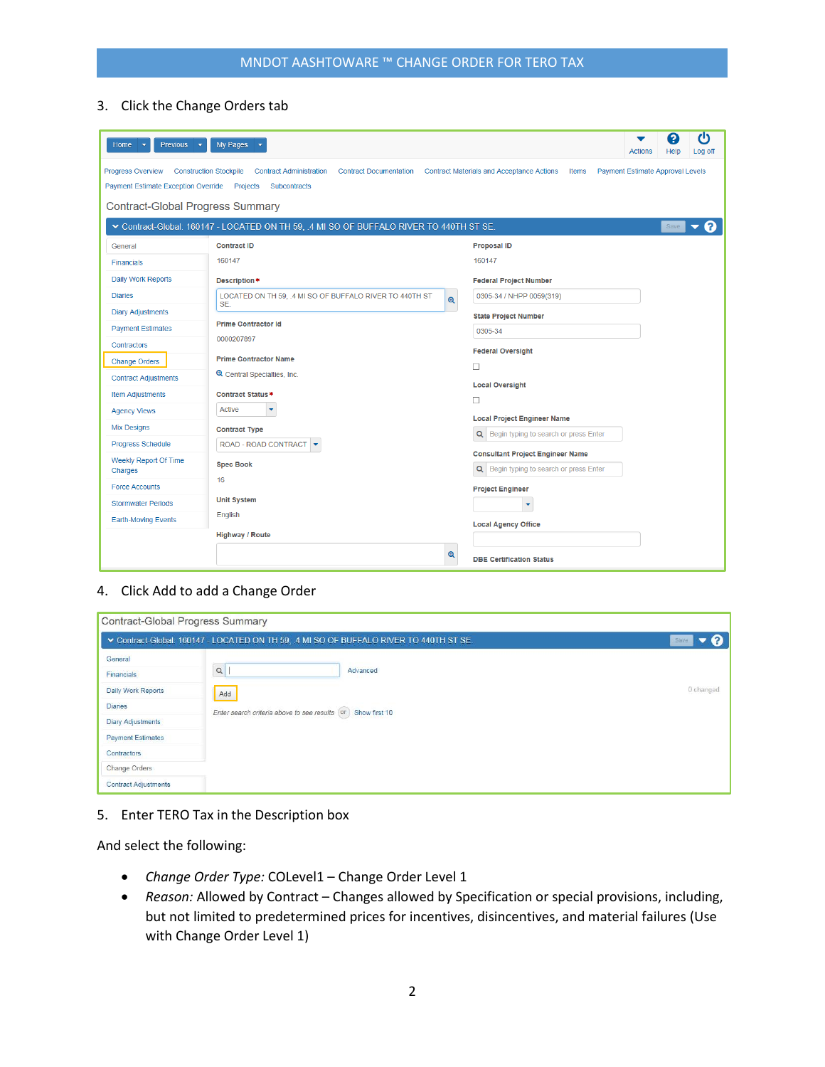3. Click the Change Orders tab

4. Click Add to add a Change Order

5. Enter TERO Tax in the Description box

And select the following:

- *Change Order Type:* COLevel1 – Change Order Level 1
- *Reason:* Allowed by Contract – Changes allowed by Specification or special provisions, including, but not limited to predetermined prices for incentives, disincentives, and material failures (Use with Change Order Level 1)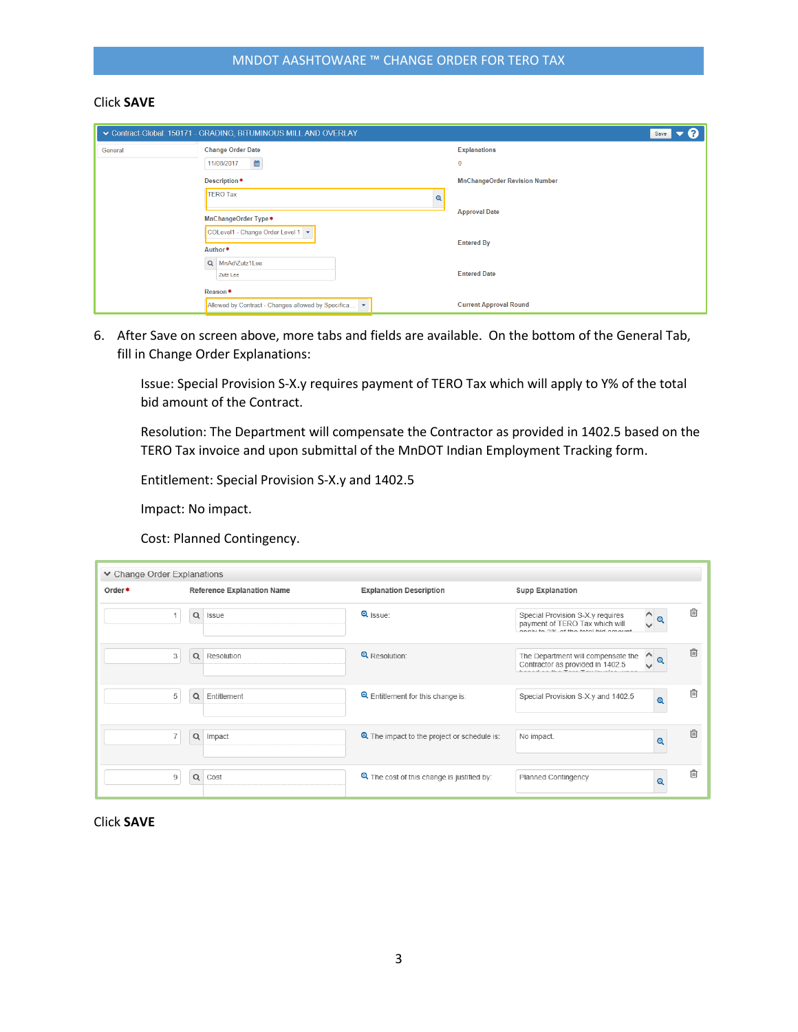Click **SAVE**

6. After Save on screen above, more tabs and fields are available. On the bottom of the General Tab, fill in Change Order Explanations:

   Issue: Special Provision S-X.y requires payment of TERO Tax which will apply to Y% of the total bid amount of the Contract.

   Resolution: The Department will compensate the Contractor as provided in 1402.5 based on the TERO Tax invoice and upon submittal of the MnDOT Indian Employment Tracking form.

   Entitlement: Special Provision S-X.y and 1402.5

   Impact: No impact.

   Cost: Planned Contingency.

Click **SAVE**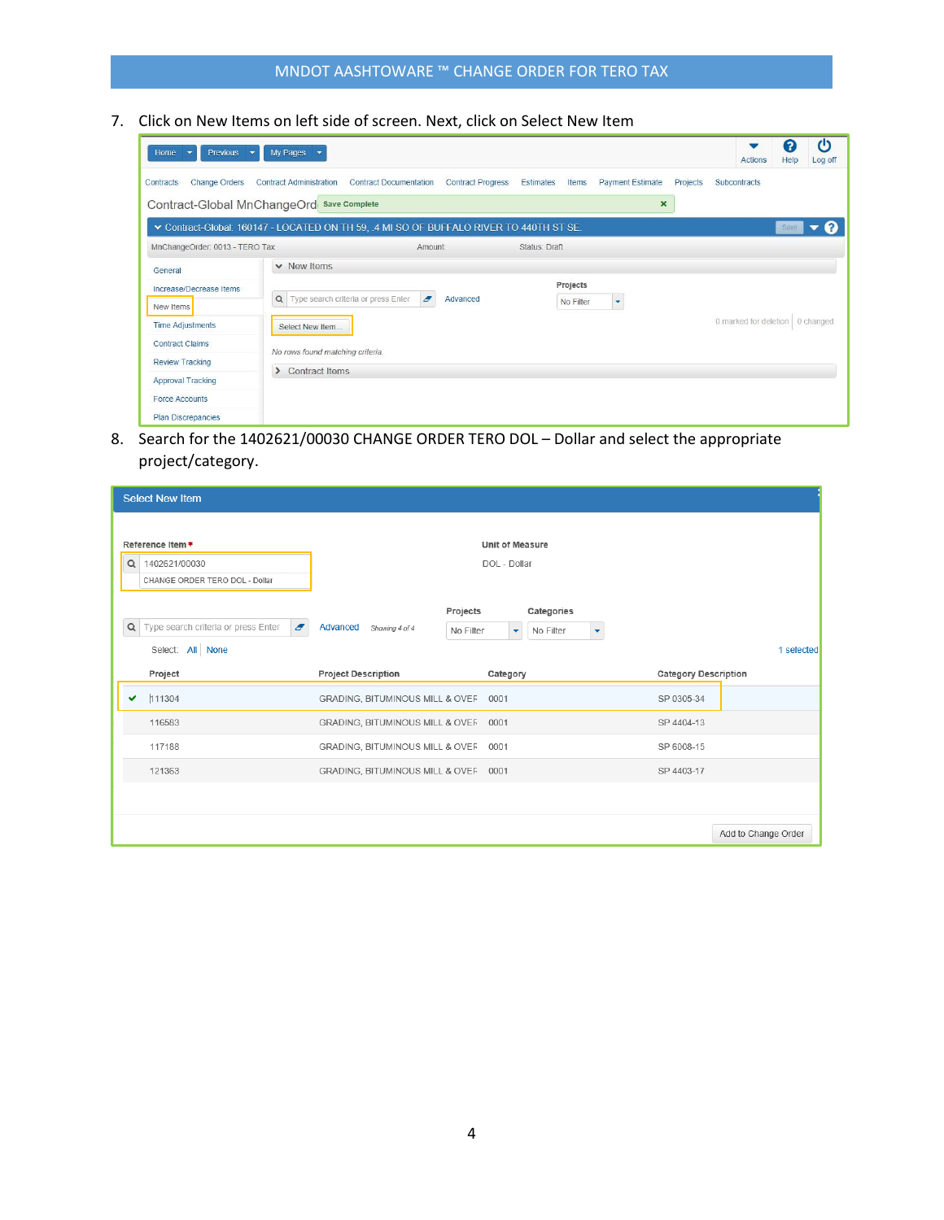7. Click on New Items on left side of screen. Next, click on Select New Item

8. Search for the 1402621/00030 CHANGE ORDER TERO DOL – Dollar and select the appropriate project/category.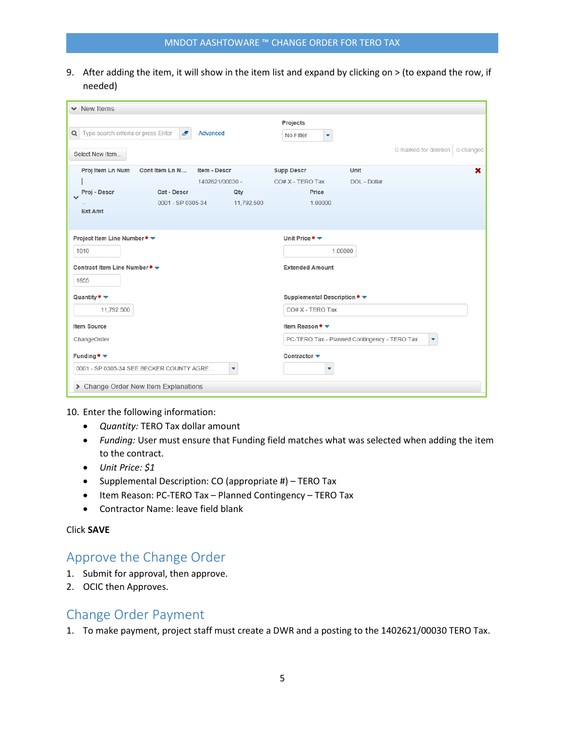9. After adding the item, it will show in the item list and expand by clicking on > (to expand the row, if needed)

10. Enter the following information:
    - *Quantity:* TERO Tax dollar amount
    - *Funding:* User must ensure that Funding field matches what was selected when adding the item to the contract.
    - *Unit Price: $1*
    - Supplemental Description: CO (appropriate #) – TERO Tax
    - Item Reason: PC-TERO Tax – Planned Contingency – TERO Tax
    - Contractor Name: leave field blank

Click **SAVE**

## Approve the Change Order

1. Submit for approval, then approve.
2. OCIC then Approves.

## Change Order Payment

1. To make payment, project staff must create a DWR and a posting to the 1402621/00030 TERO Tax.